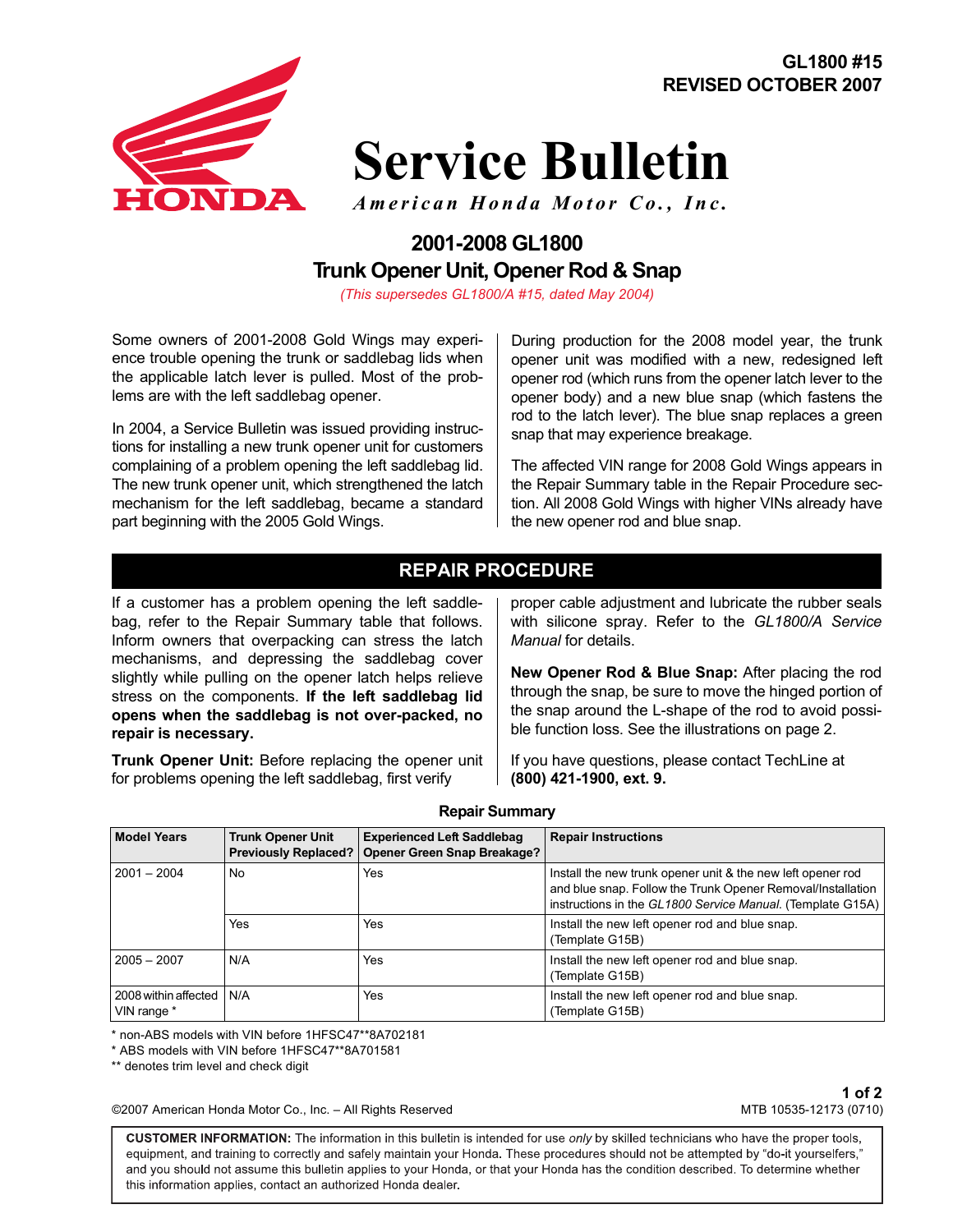GL1800 #15
REVISED OCTOBER 2007

# Service Bulletin

*American Honda Motor Co., Inc.*

## 2001-2008 GL1800
## Trunk Opener Unit, Opener Rod & Snap

*(This supersedes GL1800/A #15, dated May 2004)*

Some owners of 2001-2008 Gold Wings may experience trouble opening the trunk or saddlebag lids when the applicable latch lever is pulled. Most of the problems are with the left saddlebag opener.

In 2004, a Service Bulletin was issued providing instructions for installing a new trunk opener unit for customers complaining of a problem opening the left saddlebag lid. The new trunk opener unit, which strengthened the latch mechanism for the left saddlebag, became a standard part beginning with the 2005 Gold Wings.

During production for the 2008 model year, the trunk opener unit was modified with a new, redesigned left opener rod (which runs from the opener latch lever to the opener body) and a new blue snap (which fastens the rod to the latch lever). The blue snap replaces a green snap that may experience breakage.

The affected VIN range for 2008 Gold Wings appears in the Repair Summary table in the Repair Procedure section. All 2008 Gold Wings with higher VINs already have the new opener rod and blue snap.

## REPAIR PROCEDURE

If a customer has a problem opening the left saddlebag, refer to the Repair Summary table that follows. Inform owners that overpacking can stress the latch mechanisms, and depressing the saddlebag cover slightly while pulling on the opener latch helps relieve stress on the components. **If the left saddlebag lid opens when the saddlebag is not over-packed, no repair is necessary.**

**Trunk Opener Unit:** Before replacing the opener unit for problems opening the left saddlebag, first verify proper cable adjustment and lubricate the rubber seals with silicone spray. Refer to the *GL1800/A Service Manual* for details.

**New Opener Rod & Blue Snap:** After placing the rod through the snap, be sure to move the hinged portion of the snap around the L-shape of the rod to avoid possible function loss. See the illustrations on page 2.

If you have questions, please contact TechLine at **(800) 421-1900, ext. 9.**

**Repair Summary**

| Model Years | Trunk Opener Unit Previously Replaced? | Experienced Left Saddlebag Opener Green Snap Breakage? | Repair Instructions |
|---|---|---|---|
| 2001 – 2004 | No | Yes | Install the new trunk opener unit & the new left opener rod and blue snap. Follow the Trunk Opener Removal/Installation instructions in the *GL1800 Service Manual.* (Template G15A) |
| | Yes | Yes | Install the new left opener rod and blue snap. (Template G15B) |
| 2005 – 2007 | N/A | Yes | Install the new left opener rod and blue snap. (Template G15B) |
| 2008 within affected VIN range * | N/A | Yes | Install the new left opener rod and blue snap. (Template G15B) |

\* non-ABS models with VIN before 1HFSC47**8A702181
\* ABS models with VIN before 1HFSC47**8A701581
** denotes trim level and check digit

©2007 American Honda Motor Co., Inc. – All Rights Reserved

MTB 10535-12173 (0710)

**CUSTOMER INFORMATION:** The information in this bulletin is intended for use *only* by skilled technicians who have the proper tools, equipment, and training to correctly and safely maintain your Honda. These procedures should not be attempted by "do-it yourselfers," and you should not assume this bulletin applies to your Honda, or that your Honda has the condition described. To determine whether this information applies, contact an authorized Honda dealer.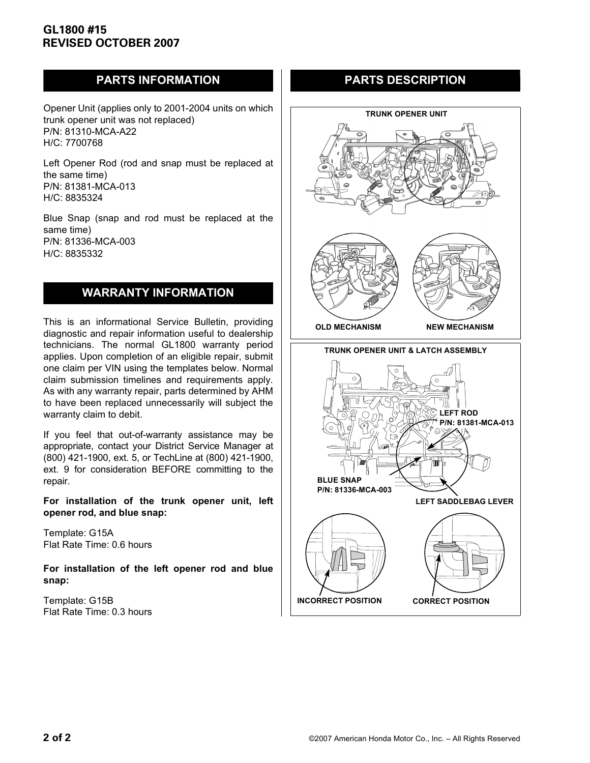# PARTS INFORMATION

Opener Unit (applies only to 2001-2004 units on which trunk opener unit was not replaced)
P/N: 81310-MCA-A22
H/C: 7700768

Left Opener Rod (rod and snap must be replaced at the same time)
P/N: 81381-MCA-013
H/C: 8835324

Blue Snap (snap and rod must be replaced at the same time)
P/N: 81336-MCA-003
H/C: 8835332

# WARRANTY INFORMATION

This is an informational Service Bulletin, providing diagnostic and repair information useful to dealership technicians. The normal GL1800 warranty period applies. Upon completion of an eligible repair, submit one claim per VIN using the templates below. Normal claim submission timelines and requirements apply. As with any warranty repair, parts determined by AHM to have been replaced unnecessarily will subject the warranty claim to debit.

If you feel that out-of-warranty assistance may be appropriate, contact your District Service Manager at (800) 421-1900, ext. 5, or TechLine at (800) 421-1900, ext. 9 for consideration BEFORE committing to the repair.

**For installation of the trunk opener unit, left opener rod, and blue snap:**

Template: G15A
Flat Rate Time: 0.6 hours

**For installation of the left opener rod and blue snap:**

Template: G15B
Flat Rate Time: 0.3 hours

# PARTS DESCRIPTION

TRUNK OPENER UNIT

OLD MECHANISM

NEW MECHANISM

TRUNK OPENER UNIT & LATCH ASSEMBLY

LEFT ROD
P/N: 81381-MCA-013

BLUE SNAP
P/N: 81336-MCA-003

LEFT SADDLEBAG LEVER

INCORRECT POSITION

CORRECT POSITION